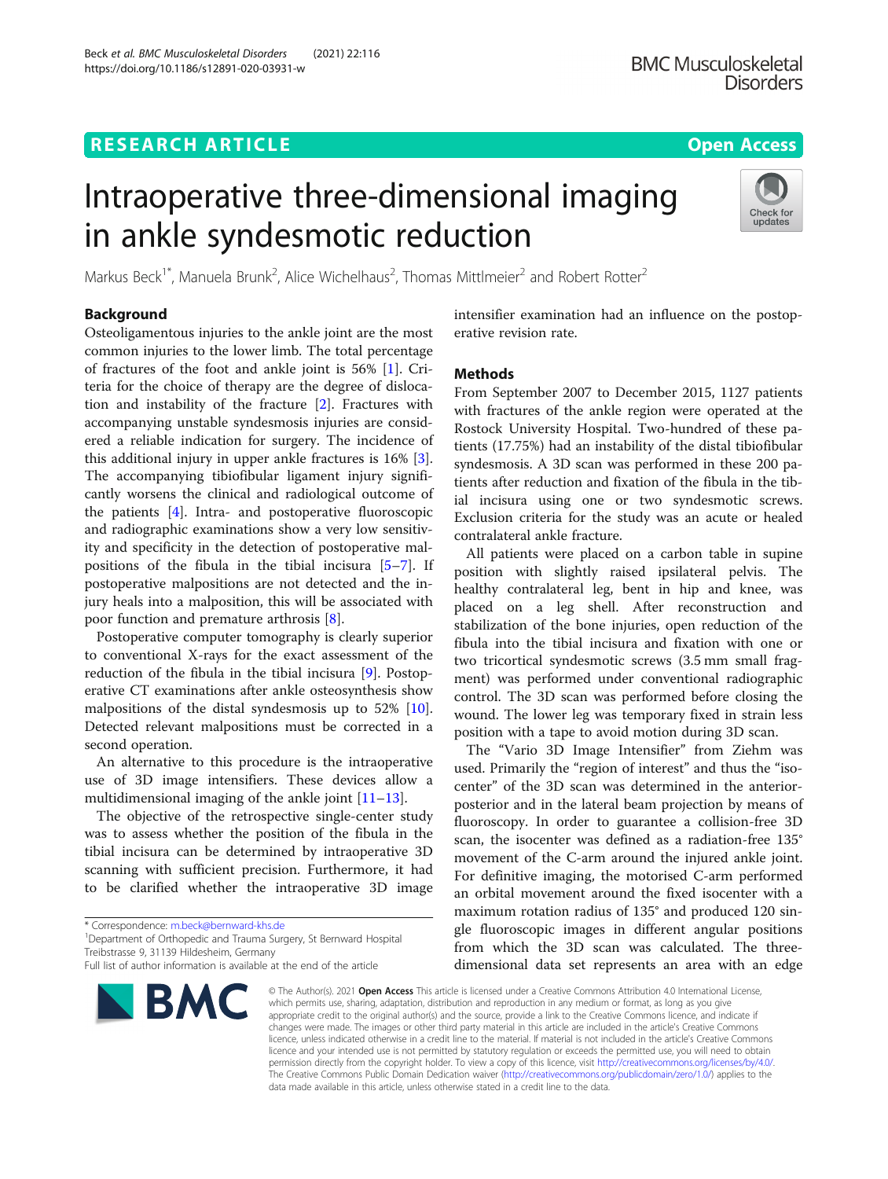# Intraoperative three-dimensional imaging in ankle syndesmotic reduction

Markus Beck[1*], Manuela Brunk[2], Alice Wichelhaus[2], Thomas Mittlmeier[2] and Robert Rotter[2]

## Background

Osteoligamentous injuries to the ankle joint are the most common injuries to the lower limb. The total percentage of fractures of the foot and ankle joint is 56% [1]. Criteria for the choice of therapy are the degree of dislocation and instability of the fracture [2]. Fractures with accompanying unstable syndesmosis injuries are considered a reliable indication for surgery. The incidence of this additional injury in upper ankle fractures is 16% [3]. The accompanying tibiofibular ligament injury significantly worsens the clinical and radiological outcome of the patients [4]. Intra- and postoperative fluoroscopic and radiographic examinations show a very low sensitivity and specificity in the detection of postoperative malpositions of the fibula in the tibial incisura [5–7]. If postoperative malpositions are not detected and the injury heals into a malposition, this will be associated with poor function and premature arthrosis [8].

Postoperative computer tomography is clearly superior to conventional X-rays for the exact assessment of the reduction of the fibula in the tibial incisura [9]. Postoperative CT examinations after ankle osteosynthesis show malpositions of the distal syndesmosis up to 52% [10]. Detected relevant malpositions must be corrected in a second operation.

An alternative to this procedure is the intraoperative use of 3D image intensifiers. These devices allow a multidimensional imaging of the ankle joint [11–13].

The objective of the retrospective single-center study was to assess whether the position of the fibula in the tibial incisura can be determined by intraoperative 3D scanning with sufficient precision. Furthermore, it had to be clarified whether the intraoperative 3D image intensifier examination had an influence on the postoperative revision rate.

## Methods

From September 2007 to December 2015, 1127 patients with fractures of the ankle region were operated at the Rostock University Hospital. Two-hundred of these patients (17.75%) had an instability of the distal tibiofibular syndesmosis. A 3D scan was performed in these 200 patients after reduction and fixation of the fibula in the tibial incisura using one or two syndesmotic screws. Exclusion criteria for the study was an acute or healed contralateral ankle fracture.

All patients were placed on a carbon table in supine position with slightly raised ipsilateral pelvis. The healthy contralateral leg, bent in hip and knee, was placed on a leg shell. After reconstruction and stabilization of the bone injuries, open reduction of the fibula into the tibial incisura and fixation with one or two tricortical syndesmotic screws (3.5 mm small fragment) was performed under conventional radiographic control. The 3D scan was performed before closing the wound. The lower leg was temporary fixed in strain less position with a tape to avoid motion during 3D scan.

The "Vario 3D Image Intensifier" from Ziehm was used. Primarily the "region of interest" and thus the "isocenter" of the 3D scan was determined in the anterior-posterior and in the lateral beam projection by means of fluoroscopy. In order to guarantee a collision-free 3D scan, the isocenter was defined as a radiation-free 135° movement of the C-arm around the injured ankle joint. For definitive imaging, the motorised C-arm performed an orbital movement around the fixed isocenter with a maximum rotation radius of 135° and produced 120 single fluoroscopic images in different angular positions from which the 3D scan was calculated. The three-dimensional data set represents an area with an edge

\* Correspondence: m.beck@bernward-khs.de
[1]Department of Orthopedic and Trauma Surgery, St Bernward Hospital Treibstrasse 9, 31139 Hildesheim, Germany
Full list of author information is available at the end of the article

© The Author(s). 2021 **Open Access** This article is licensed under a Creative Commons Attribution 4.0 International License, which permits use, sharing, adaptation, distribution and reproduction in any medium or format, as long as you give appropriate credit to the original author(s) and the source, provide a link to the Creative Commons licence, and indicate if changes were made. The images or other third party material in this article are included in the article's Creative Commons licence, unless indicated otherwise in a credit line to the material. If material is not included in the article's Creative Commons licence and your intended use is not permitted by statutory regulation or exceeds the permitted use, you will need to obtain permission directly from the copyright holder. To view a copy of this licence, visit http://creativecommons.org/licenses/by/4.0/. The Creative Commons Public Domain Dedication waiver (http://creativecommons.org/publicdomain/zero/1.0/) applies to the data made available in this article, unless otherwise stated in a credit line to the data.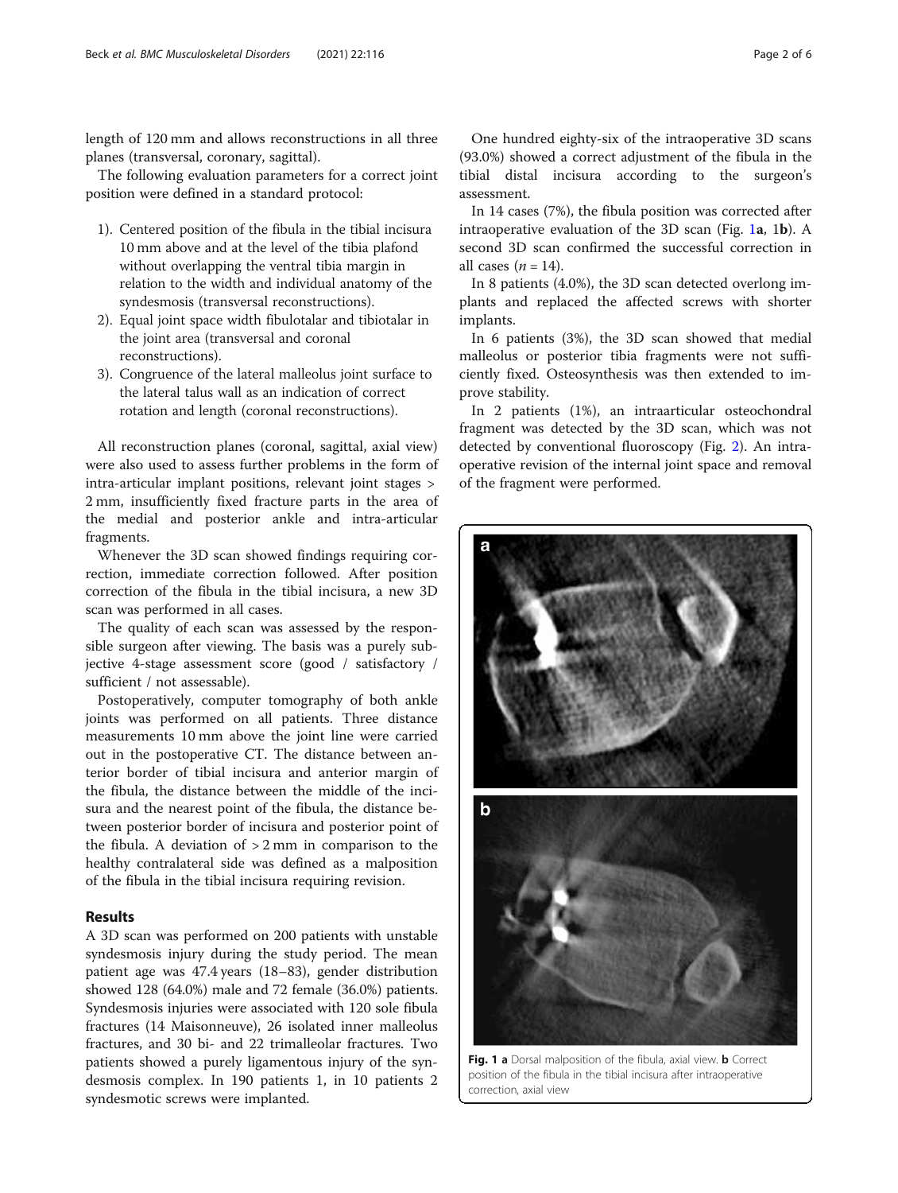length of 120 mm and allows reconstructions in all three planes (transversal, coronary, sagittal).

The following evaluation parameters for a correct joint position were defined in a standard protocol:

1). Centered position of the fibula in the tibial incisura 10 mm above and at the level of the tibia plafond without overlapping the ventral tibia margin in relation to the width and individual anatomy of the syndesmosis (transversal reconstructions).

2). Equal joint space width fibulotalar and tibiotalar in the joint area (transversal and coronal reconstructions).

3). Congruence of the lateral malleolus joint surface to the lateral talus wall as an indication of correct rotation and length (coronal reconstructions).

All reconstruction planes (coronal, sagittal, axial view) were also used to assess further problems in the form of intra-articular implant positions, relevant joint stages > 2 mm, insufficiently fixed fracture parts in the area of the medial and posterior ankle and intra-articular fragments.

Whenever the 3D scan showed findings requiring correction, immediate correction followed. After position correction of the fibula in the tibial incisura, a new 3D scan was performed in all cases.

The quality of each scan was assessed by the responsible surgeon after viewing. The basis was a purely subjective 4-stage assessment score (good / satisfactory / sufficient / not assessable).

Postoperatively, computer tomography of both ankle joints was performed on all patients. Three distance measurements 10 mm above the joint line were carried out in the postoperative CT. The distance between anterior border of tibial incisura and anterior margin of the fibula, the distance between the middle of the incisura and the nearest point of the fibula, the distance between posterior border of incisura and posterior point of the fibula. A deviation of > 2 mm in comparison to the healthy contralateral side was defined as a malposition of the fibula in the tibial incisura requiring revision.

## Results

A 3D scan was performed on 200 patients with unstable syndesmosis injury during the study period. The mean patient age was 47.4 years (18–83), gender distribution showed 128 (64.0%) male and 72 female (36.0%) patients. Syndesmosis injuries were associated with 120 sole fibula fractures (14 Maisonneuve), 26 isolated inner malleolus fractures, and 30 bi- and 22 trimalleolar fractures. Two patients showed a purely ligamentous injury of the syndesmosis complex. In 190 patients 1, in 10 patients 2 syndesmotic screws were implanted.

One hundred eighty-six of the intraoperative 3D scans (93.0%) showed a correct adjustment of the fibula in the tibial distal incisura according to the surgeon's assessment.

In 14 cases (7%), the fibula position was corrected after intraoperative evaluation of the 3D scan (Fig. 1**a**, 1**b**). A second 3D scan confirmed the successful correction in all cases ($n = 14$).

In 8 patients (4.0%), the 3D scan detected overlong implants and replaced the affected screws with shorter implants.

In 6 patients (3%), the 3D scan showed that medial malleolus or posterior tibia fragments were not sufficiently fixed. Osteosynthesis was then extended to improve stability.

In 2 patients (1%), an intraarticular osteochondral fragment was detected by the 3D scan, which was not detected by conventional fluoroscopy (Fig. 2). An intraoperative revision of the internal joint space and removal of the fragment were performed.

**Fig. 1** **a** Dorsal malposition of the fibula, axial view. **b** Correct position of the fibula in the tibial incisura after intraoperative correction, axial view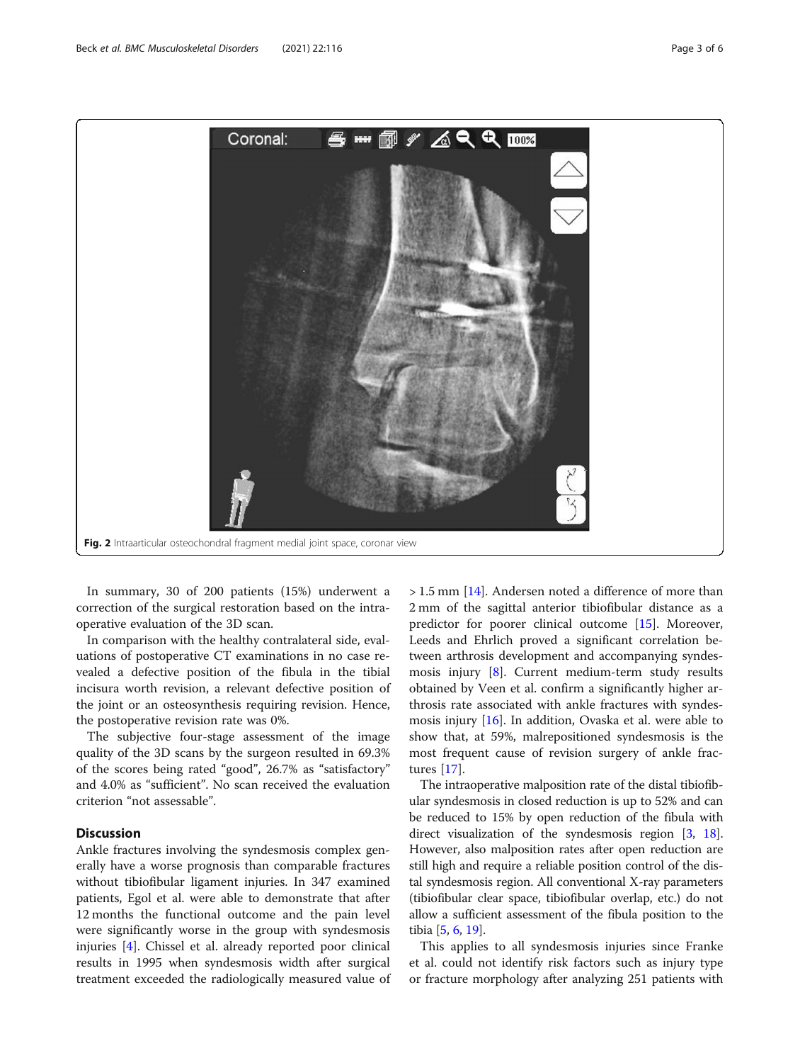Fig. 2 Intraarticular osteochondral fragment medial joint space, coronar view

In summary, 30 of 200 patients (15%) underwent a correction of the surgical restoration based on the intraoperative evaluation of the 3D scan.

In comparison with the healthy contralateral side, evaluations of postoperative CT examinations in no case revealed a defective position of the fibula in the tibial incisura worth revision, a relevant defective position of the joint or an osteosynthesis requiring revision. Hence, the postoperative revision rate was 0%.

The subjective four-stage assessment of the image quality of the 3D scans by the surgeon resulted in 69.3% of the scores being rated "good", 26.7% as "satisfactory" and 4.0% as "sufficient". No scan received the evaluation criterion "not assessable".

## Discussion

Ankle fractures involving the syndesmosis complex generally have a worse prognosis than comparable fractures without tibiofibular ligament injuries. In 347 examined patients, Egol et al. were able to demonstrate that after 12 months the functional outcome and the pain level were significantly worse in the group with syndesmosis injuries [4]. Chissel et al. already reported poor clinical results in 1995 when syndesmosis width after surgical treatment exceeded the radiologically measured value of > 1.5 mm [14]. Andersen noted a difference of more than 2 mm of the sagittal anterior tibiofibular distance as a predictor for poorer clinical outcome [15]. Moreover, Leeds and Ehrlich proved a significant correlation between arthrosis development and accompanying syndesmosis injury [8]. Current medium-term study results obtained by Veen et al. confirm a significantly higher arthrosis rate associated with ankle fractures with syndesmosis injury [16]. In addition, Ovaska et al. were able to show that, at 59%, malrepositioned syndesmosis is the most frequent cause of revision surgery of ankle fractures [17].

The intraoperative malposition rate of the distal tibiofibular syndesmosis in closed reduction is up to 52% and can be reduced to 15% by open reduction of the fibula with direct visualization of the syndesmosis region [3, 18]. However, also malposition rates after open reduction are still high and require a reliable position control of the distal syndesmosis region. All conventional X-ray parameters (tibiofibular clear space, tibiofibular overlap, etc.) do not allow a sufficient assessment of the fibula position to the tibia [5, 6, 19].

This applies to all syndesmosis injuries since Franke et al. could not identify risk factors such as injury type or fracture morphology after analyzing 251 patients with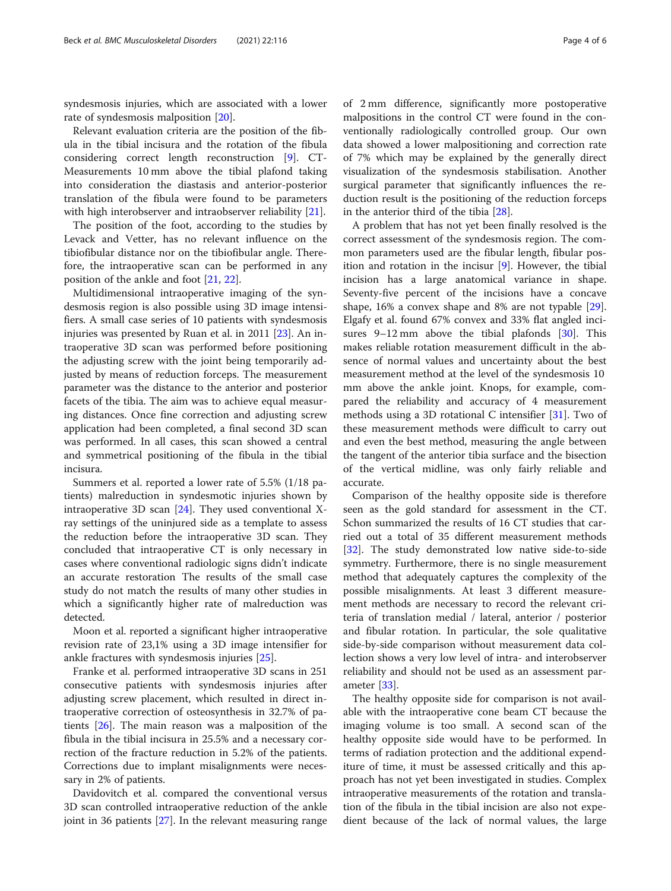syndesmosis injuries, which are associated with a lower rate of syndesmosis malposition [20].

Relevant evaluation criteria are the position of the fibula in the tibial incisura and the rotation of the fibula considering correct length reconstruction [9]. CT-Measurements 10 mm above the tibial plafond taking into consideration the diastasis and anterior-posterior translation of the fibula were found to be parameters with high interobserver and intraobserver reliability [21].

The position of the foot, according to the studies by Levack and Vetter, has no relevant influence on the tibiofibular distance nor on the tibiofibular angle. Therefore, the intraoperative scan can be performed in any position of the ankle and foot [21, 22].

Multidimensional intraoperative imaging of the syndesmosis region is also possible using 3D image intensifiers. A small case series of 10 patients with syndesmosis injuries was presented by Ruan et al. in 2011 [23]. An intraoperative 3D scan was performed before positioning the adjusting screw with the joint being temporarily adjusted by means of reduction forceps. The measurement parameter was the distance to the anterior and posterior facets of the tibia. The aim was to achieve equal measuring distances. Once fine correction and adjusting screw application had been completed, a final second 3D scan was performed. In all cases, this scan showed a central and symmetrical positioning of the fibula in the tibial incisura.

Summers et al. reported a lower rate of 5.5% (1/18 patients) malreduction in syndesmotic injuries shown by intraoperative 3D scan [24]. They used conventional X-ray settings of the uninjured side as a template to assess the reduction before the intraoperative 3D scan. They concluded that intraoperative CT is only necessary in cases where conventional radiologic signs didn't indicate an accurate restoration The results of the small case study do not match the results of many other studies in which a significantly higher rate of malreduction was detected.

Moon et al. reported a significant higher intraoperative revision rate of 23,1% using a 3D image intensifier for ankle fractures with syndesmosis injuries [25].

Franke et al. performed intraoperative 3D scans in 251 consecutive patients with syndesmosis injuries after adjusting screw placement, which resulted in direct intraoperative correction of osteosynthesis in 32.7% of patients [26]. The main reason was a malposition of the fibula in the tibial incisura in 25.5% and a necessary correction of the fracture reduction in 5.2% of the patients. Corrections due to implant misalignments were necessary in 2% of patients.

Davidovitch et al. compared the conventional versus 3D scan controlled intraoperative reduction of the ankle joint in 36 patients [27]. In the relevant measuring range of 2 mm difference, significantly more postoperative malpositions in the control CT were found in the conventionally radiologically controlled group. Our own data showed a lower malpositioning and correction rate of 7% which may be explained by the generally direct visualization of the syndesmosis stabilisation. Another surgical parameter that significantly influences the reduction result is the positioning of the reduction forceps in the anterior third of the tibia [28].

A problem that has not yet been finally resolved is the correct assessment of the syndesmosis region. The common parameters used are the fibular length, fibular position and rotation in the incisur [9]. However, the tibial incision has a large anatomical variance in shape. Seventy-five percent of the incisions have a concave shape, 16% a convex shape and 8% are not typable [29]. Elgafy et al. found 67% convex and 33% flat angled incisures 9–12 mm above the tibial plafonds [30]. This makes reliable rotation measurement difficult in the absence of normal values and uncertainty about the best measurement method at the level of the syndesmosis 10 mm above the ankle joint. Knops, for example, compared the reliability and accuracy of 4 measurement methods using a 3D rotational C intensifier [31]. Two of these measurement methods were difficult to carry out and even the best method, measuring the angle between the tangent of the anterior tibia surface and the bisection of the vertical midline, was only fairly reliable and accurate.

Comparison of the healthy opposite side is therefore seen as the gold standard for assessment in the CT. Schon summarized the results of 16 CT studies that carried out a total of 35 different measurement methods [32]. The study demonstrated low native side-to-side symmetry. Furthermore, there is no single measurement method that adequately captures the complexity of the possible misalignments. At least 3 different measurement methods are necessary to record the relevant criteria of translation medial / lateral, anterior / posterior and fibular rotation. In particular, the sole qualitative side-by-side comparison without measurement data collection shows a very low level of intra- and interobserver reliability and should not be used as an assessment parameter [33].

The healthy opposite side for comparison is not available with the intraoperative cone beam CT because the imaging volume is too small. A second scan of the healthy opposite side would have to be performed. In terms of radiation protection and the additional expenditure of time, it must be assessed critically and this approach has not yet been investigated in studies. Complex intraoperative measurements of the rotation and translation of the fibula in the tibial incision are also not expedient because of the lack of normal values, the large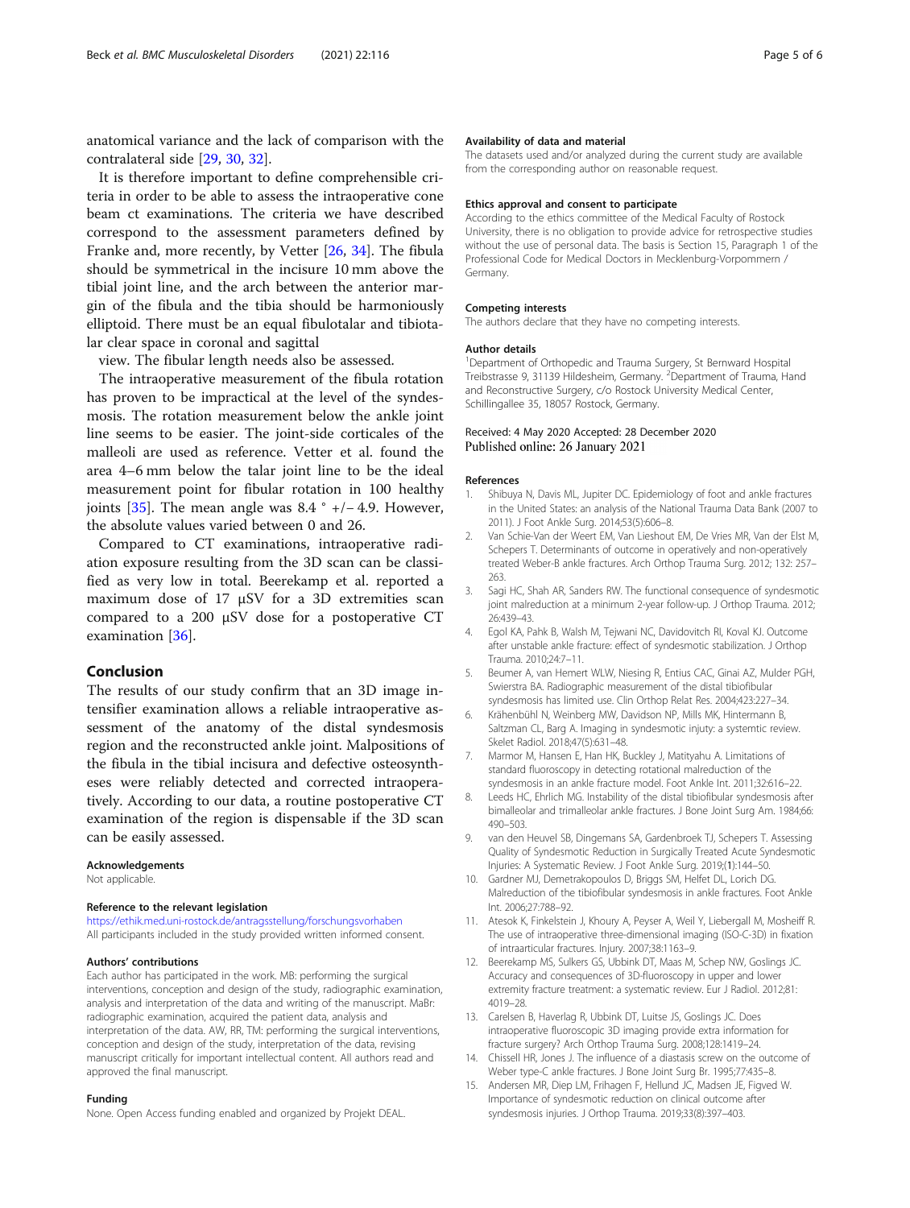anatomical variance and the lack of comparison with the contralateral side [29, 30, 32].

It is therefore important to define comprehensible criteria in order to be able to assess the intraoperative cone beam ct examinations. The criteria we have described correspond to the assessment parameters defined by Franke and, more recently, by Vetter [26, 34]. The fibula should be symmetrical in the incisure 10 mm above the tibial joint line, and the arch between the anterior margin of the fibula and the tibia should be harmoniously elliptoid. There must be an equal fibulotalar and tibiotalar clear space in coronal and sagittal

view. The fibular length needs also be assessed.

The intraoperative measurement of the fibula rotation has proven to be impractical at the level of the syndesmosis. The rotation measurement below the ankle joint line seems to be easier. The joint-side corticales of the malleoli are used as reference. Vetter et al. found the area 4–6 mm below the talar joint line to be the ideal measurement point for fibular rotation in 100 healthy joints [35]. The mean angle was 8.4 ° +/− 4.9. However, the absolute values varied between 0 and 26.

Compared to CT examinations, intraoperative radiation exposure resulting from the 3D scan can be classified as very low in total. Beerekamp et al. reported a maximum dose of 17 μSV for a 3D extremities scan compared to a 200 μSV dose for a postoperative CT examination [36].

## Conclusion

The results of our study confirm that an 3D image intensifier examination allows a reliable intraoperative assessment of the anatomy of the distal syndesmosis region and the reconstructed ankle joint. Malpositions of the fibula in the tibial incisura and defective osteosyntheses were reliably detected and corrected intraoperatively. According to our data, a routine postoperative CT examination of the region is dispensable if the 3D scan can be easily assessed.

#### Acknowledgements

Not applicable.

#### Reference to the relevant legislation

https://ethik.med.uni-rostock.de/antragsstellung/forschungsvorhaben
All participants included in the study provided written informed consent.

#### Authors' contributions

Each author has participated in the work. MB: performing the surgical interventions, conception and design of the study, radiographic examination, analysis and interpretation of the data and writing of the manuscript. MaBr: radiographic examination, acquired the patient data, analysis and interpretation of the data. AW, RR, TM: performing the surgical interventions, conception and design of the study, interpretation of the data, revising manuscript critically for important intellectual content. All authors read and approved the final manuscript.

#### Funding

None. Open Access funding enabled and organized by Projekt DEAL.

#### Availability of data and material

The datasets used and/or analyzed during the current study are available from the corresponding author on reasonable request.

#### Ethics approval and consent to participate

According to the ethics committee of the Medical Faculty of Rostock University, there is no obligation to provide advice for retrospective studies without the use of personal data. The basis is Section 15, Paragraph 1 of the Professional Code for Medical Doctors in Mecklenburg-Vorpommern / Germany.

#### Competing interests

The authors declare that they have no competing interests.

#### Author details

[1]Department of Orthopedic and Trauma Surgery, St Bernward Hospital Treibstrasse 9, 31139 Hildesheim, Germany. [2]Department of Trauma, Hand and Reconstructive Surgery, c/o Rostock University Medical Center, Schillingallee 35, 18057 Rostock, Germany.

Received: 4 May 2020 Accepted: 28 December 2020
Published online: 26 January 2021

#### References

1. Shibuya N, Davis ML, Jupiter DC. Epidemiology of foot and ankle fractures in the United States: an analysis of the National Trauma Data Bank (2007 to 2011). J Foot Ankle Surg. 2014;53(5):606–8.
2. Van Schie-Van der Weert EM, Van Lieshout EM, De Vries MR, Van der Elst M, Schepers T. Determinants of outcome in operatively and non-operatively treated Weber-B ankle fractures. Arch Orthop Trauma Surg. 2012; 132: 257–263.
3. Sagi HC, Shah AR, Sanders RW. The functional consequence of syndesmotic joint malreduction at a minimum 2-year follow-up. J Orthop Trauma. 2012; 26:439–43.
4. Egol KA, Pahk B, Walsh M, Tejwani NC, Davidovitch RI, Koval KJ. Outcome after unstable ankle fracture: effect of syndesmotic stabilization. J Orthop Trauma. 2010;24:7–11.
5. Beumer A, van Hemert WLW, Niesing R, Entius CAC, Ginai AZ, Mulder PGH, Swierstra BA. Radiographic measurement of the distal tibiofibular syndesmosis has limited use. Clin Orthop Relat Res. 2004;423:227–34.
6. Krähenbühl N, Weinberg MW, Davidson NP, Mills MK, Hintermann B, Saltzman CL, Barg A. Imaging in syndesmotic injuty: a systemtic review. Skelet Radiol. 2018;47(5):631–48.
7. Marmor M, Hansen E, Han HK, Buckley J, Matityahu A. Limitations of standard fluoroscopy in detecting rotational malreduction of the syndesmosis in an ankle fracture model. Foot Ankle Int. 2011;32:616–22.
8. Leeds HC, Ehrlich MG. Instability of the distal tibiofibular syndesmosis after bimalleolar and trimalleolar ankle fractures. J Bone Joint Surg Am. 1984;66: 490–503.
9. van den Heuvel SB, Dingemans SA, Gardenbroek TJ, Schepers T. Assessing Quality of Syndesmotic Reduction in Surgically Treated Acute Syndesmotic Injuries: A Systematic Review. J Foot Ankle Surg. 2019;(1):144–50.
10. Gardner MJ, Demetrakopoulos D, Briggs SM, Helfet DL, Lorich DG. Malreduction of the tibiofibular syndesmosis in ankle fractures. Foot Ankle Int. 2006;27:788–92.
11. Atesok K, Finkelstein J, Khoury A, Peyser A, Weil Y, Liebergall M, Mosheiff R. The use of intraoperative three-dimensional imaging (ISO-C-3D) in fixation of intraarticular fractures. Injury. 2007;38:1163–9.
12. Beerekamp MS, Sulkers GS, Ubbink DT, Maas M, Schep NW, Goslings JC. Accuracy and consequences of 3D-fluoroscopy in upper and lower extremity fracture treatment: a systematic review. Eur J Radiol. 2012;81: 4019–28.
13. Carelsen B, Haverlag R, Ubbink DT, Luitse JS, Goslings JC. Does intraoperative fluoroscopic 3D imaging provide extra information for fracture surgery? Arch Orthop Trauma Surg. 2008;128:1419–24.
14. Chissell HR, Jones J. The influence of a diastasis screw on the outcome of Weber type-C ankle fractures. J Bone Joint Surg Br. 1995;77:435–8.
15. Andersen MR, Diep LM, Frihagen F, Hellund JC, Madsen JE, Figved W. Importance of syndesmotic reduction on clinical outcome after syndesmosis injuries. J Orthop Trauma. 2019;33(8):397–403.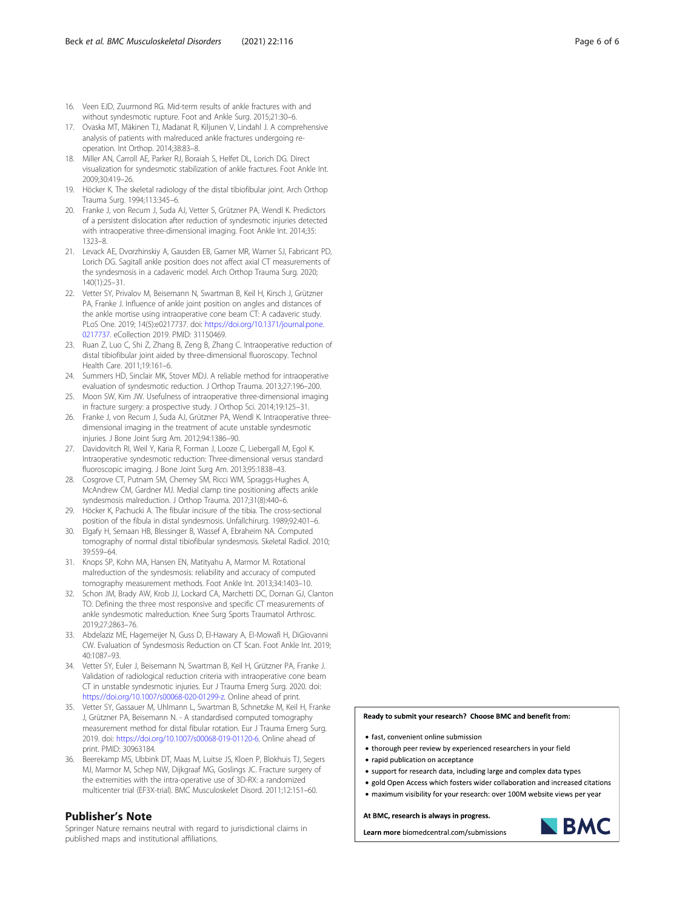16. Veen EJD, Zuurmond RG. Mid-term results of ankle fractures with and without syndesmotic rupture. Foot and Ankle Surg. 2015;21:30–6.
17. Ovaska MT, Mäkinen TJ, Madanat R, Kiljunen V, Lindahl J. A comprehensive analysis of patients with malreduced ankle fractures undergoing re-operation. Int Orthop. 2014;38:83–8.
18. Miller AN, Carroll AE, Parker RJ, Boraiah S, Helfet DL, Lorich DG. Direct visualization for syndesmotic stabilization of ankle fractures. Foot Ankle Int. 2009;30:419–26.
19. Höcker K. The skeletal radiology of the distal tibiofibular joint. Arch Orthop Trauma Surg. 1994;113:345–6.
20. Franke J, von Recum J, Suda AJ, Vetter S, Grützner PA, Wendl K. Predictors of a persistent dislocation after reduction of syndesmotic injuries detected with intraoperative three-dimensional imaging. Foot Ankle Int. 2014;35:1323–8.
21. Levack AE, Dvorzhinskiy A, Gausden EB, Garner MR, Warner SJ, Fabricant PD, Lorich DG. Sagitall ankle position does not affect axial CT measurements of the syndesmosis in a cadaveric model. Arch Orthop Trauma Surg. 2020;140(1):25–31.
22. Vetter SY, Privalov M, Beisemann N, Swartman B, Keil H, Kirsch J, Grützner PA, Franke J. Influence of ankle joint position on angles and distances of the ankle mortise using intraoperative cone beam CT: A cadaveric study. PLoS One. 2019; 14(5):e0217737. doi: https://doi.org/10.1371/journal.pone.0217737. eCollection 2019. PMID: 31150469.
23. Ruan Z, Luo C, Shi Z, Zhang B, Zeng B, Zhang C. Intraoperative reduction of distal tibiofibular joint aided by three-dimensional fluoroscopy. Technol Health Care. 2011;19:161–6.
24. Summers HD, Sinclair MK, Stover MDJ. A reliable method for intraoperative evaluation of syndesmotic reduction. J Orthop Trauma. 2013;27:196–200.
25. Moon SW, Kim JW. Usefulness of intraoperative three-dimensional imaging in fracture surgery: a prospective study. J Orthop Sci. 2014;19:125–31.
26. Franke J, von Recum J, Suda AJ, Grützner PA, Wendl K. Intraoperative three-dimensional imaging in the treatment of acute unstable syndesmotic injuries. J Bone Joint Surg Am. 2012;94:1386–90.
27. Davidovitch RI, Weil Y, Karia R, Forman J, Looze C, Liebergall M, Egol K. Intraoperative syndesmotic reduction: Three-dimensional versus standard fluoroscopic imaging. J Bone Joint Surg Am. 2013;95:1838–43.
28. Cosgrove CT, Putnam SM, Cherney SM, Ricci WM, Spraggs-Hughes A, McAndrew CM, Gardner MJ. Medial clamp tine positioning affects ankle syndesmosis malreduction. J Orthop Trauma. 2017;31(8):440–6.
29. Höcker K, Pachucki A. The fibular incisure of the tibia. The cross-sectional position of the fibula in distal syndesmosis. Unfallchirurg. 1989;92:401–6.
30. Elgafy H, Semaan HB, Blessinger B, Wassef A, Ebraheim NA. Computed tomography of normal distal tibiofibular syndesmosis. Skeletal Radiol. 2010; 39:559–64.
31. Knops SP, Kohn MA, Hansen EN, Matityahu A, Marmor M. Rotational malreduction of the syndesmosis: reliability and accuracy of computed tomography measurement methods. Foot Ankle Int. 2013;34:1403–10.
32. Schon JM, Brady AW, Krob JJ, Lockard CA, Marchetti DC, Dornan GJ, Clanton TO. Defining the three most responsive and specific CT measurements of ankle syndesmotic malreduction. Knee Surg Sports Traumatol Arthrosc. 2019;27:2863–76.
33. Abdelaziz ME, Hagemeijer N, Guss D, El-Hawary A, El-Mowafi H, DiGiovanni CW. Evaluation of Syndesmosis Reduction on CT Scan. Foot Ankle Int. 2019; 40:1087–93.
34. Vetter SY, Euler J, Beisemann N, Swartman B, Keil H, Grützner PA, Franke J. Validation of radiological reduction criteria with intraoperative cone beam CT in unstable syndesmotic injuries. Eur J Trauma Emerg Surg. 2020. doi: https://doi.org/10.1007/s00068-020-01299-z. Online ahead of print.
35. Vetter SY, Gassauer M, Uhlmann L, Swartman B, Schnetzke M, Keil H, Franke J, Grützner PA, Beisemann N. - A standardised computed tomography measurement method for distal fibular rotation. Eur J Trauma Emerg Surg. 2019. doi: https://doi.org/10.1007/s00068-019-01120-6. Online ahead of print. PMID: 30963184.
36. Beerekamp MS, Ubbink DT, Maas M, Luitse JS, Kloen P, Blokhuis TJ, Segers MJ, Marmor M, Schep NW, Dijkgraaf MG, Goslings JC. Fracture surgery of the extremities with the intra-operative use of 3D-RX: a randomized multicenter trial (EF3X-trial). BMC Musculoskelet Disord. 2011;12:151–60.

## Publisher's Note

Springer Nature remains neutral with regard to jurisdictional claims in published maps and institutional affiliations.

**Ready to submit your research? Choose BMC and benefit from:**

- fast, convenient online submission
- thorough peer review by experienced researchers in your field
- rapid publication on acceptance
- support for research data, including large and complex data types
- gold Open Access which fosters wider collaboration and increased citations
- maximum visibility for your research: over 100M website views per year

**At BMC, research is always in progress.**

**Learn more** biomedcentral.com/submissions

BMC